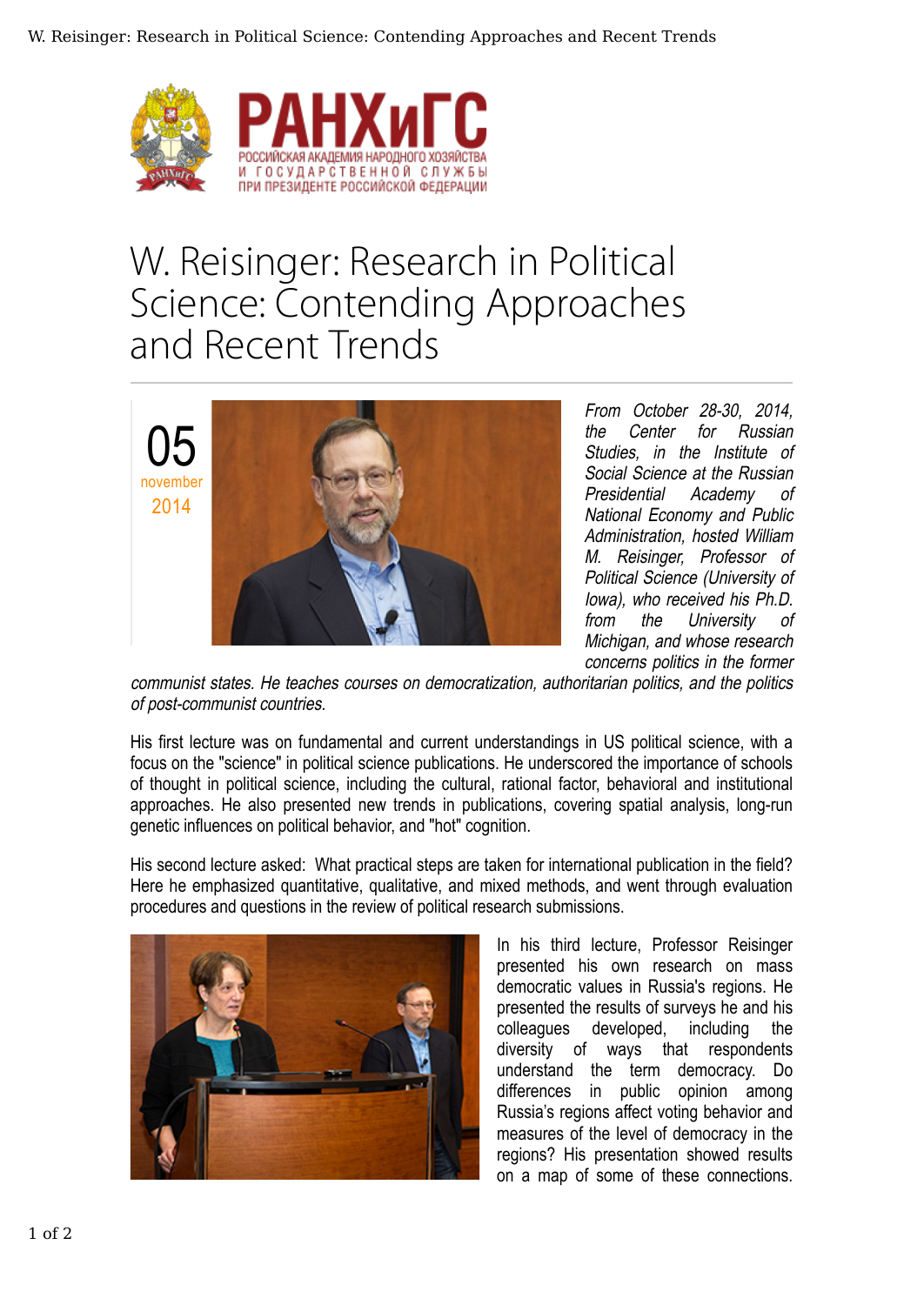РАНХиГС
РОССИЙСКАЯ АКАДЕМИЯ НАРОДНОГО ХОЗЯЙСТВА И ГОСУДАРСТВЕННОЙ СЛУЖБЫ ПРИ ПРЕЗИДЕНТЕ РОССИЙСКОЙ ФЕДЕРАЦИИ

# W. Reisinger: Research in Political Science: Contending Approaches and Recent Trends

05 november 2014

*From October 28-30, 2014, the Center for Russian Studies, in the Institute of Social Science at the Russian Presidential Academy of National Economy and Public Administration, hosted William M. Reisinger, Professor of Political Science (University of Iowa), who received his Ph.D. from the University of Michigan, and whose research concerns politics in the former communist states. He teaches courses on democratization, authoritarian politics, and the politics of post-communist countries.*

His first lecture was on fundamental and current understandings in US political science, with a focus on the "science" in political science publications. He underscored the importance of schools of thought in political science, including the cultural, rational factor, behavioral and institutional approaches. He also presented new trends in publications, covering spatial analysis, long-run genetic influences on political behavior, and "hot" cognition.

His second lecture asked: What practical steps are taken for international publication in the field? Here he emphasized quantitative, qualitative, and mixed methods, and went through evaluation procedures and questions in the review of political research submissions.

In his third lecture, Professor Reisinger presented his own research on mass democratic values in Russia's regions. He presented the results of surveys he and his colleagues developed, including the diversity of ways that respondents understand the term democracy. Do differences in public opinion among Russia's regions affect voting behavior and measures of the level of democracy in the regions? His presentation showed results on a map of some of these connections.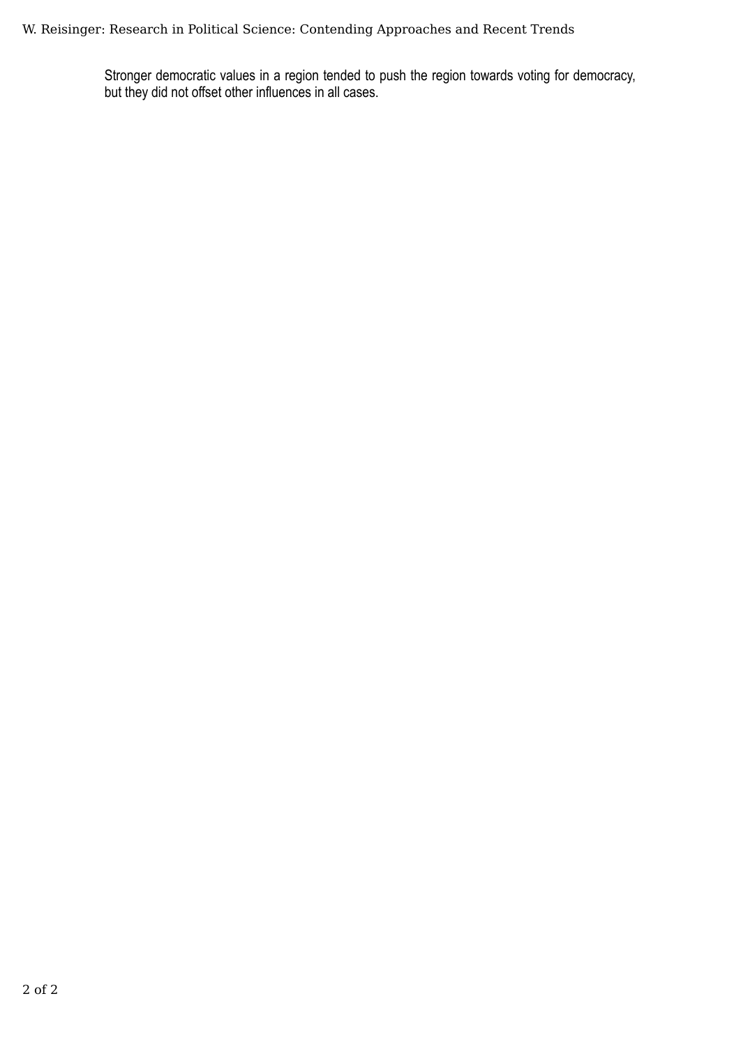Stronger democratic values in a region tended to push the region towards voting for democracy, but they did not offset other influences in all cases.